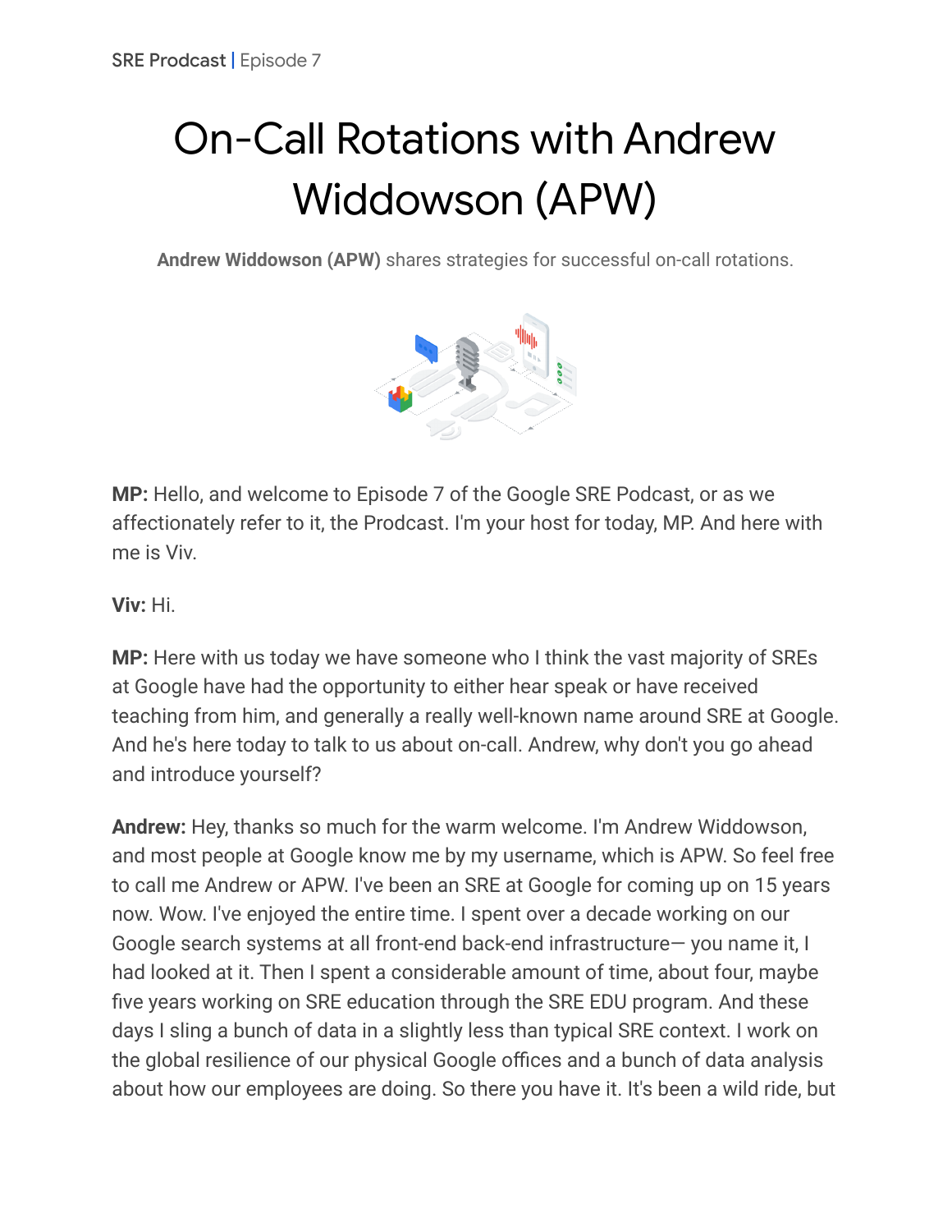# On-Call Rotations with Andrew Widdowson (APW)

**Andrew Widdowson (APW)** shares strategies for successful on-call rotations.

**MP:** Hello, and welcome to Episode 7 of the Google SRE Podcast, or as we affectionately refer to it, the Prodcast. I'm your host for today, MP. And here with me is Viv.

**Viv:** Hi.

**MP:** Here with us today we have someone who I think the vast majority of SREs at Google have had the opportunity to either hear speak or have received teaching from him, and generally a really well-known name around SRE at Google. And he's here today to talk to us about on-call. Andrew, why don't you go ahead and introduce yourself?

**Andrew:** Hey, thanks so much for the warm welcome. I'm Andrew Widdowson, and most people at Google know me by my username, which is APW. So feel free to call me Andrew or APW. I've been an SRE at Google for coming up on 15 years now. Wow. I've enjoyed the entire time. I spent over a decade working on our Google search systems at all front-end back-end infrastructure— you name it, I had looked at it. Then I spent a considerable amount of time, about four, maybe five years working on SRE education through the SRE EDU program. And these days I sling a bunch of data in a slightly less than typical SRE context. I work on the global resilience of our physical Google offices and a bunch of data analysis about how our employees are doing. So there you have it. It's been a wild ride, but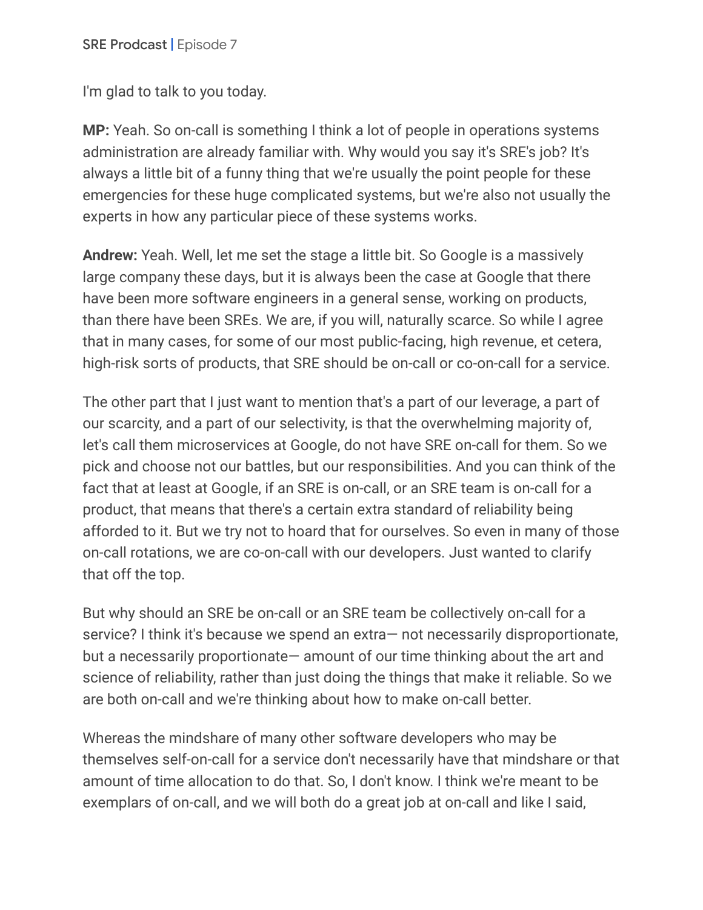I'm glad to talk to you today.

**MP:** Yeah. So on-call is something I think a lot of people in operations systems administration are already familiar with. Why would you say it's SRE's job? It's always a little bit of a funny thing that we're usually the point people for these emergencies for these huge complicated systems, but we're also not usually the experts in how any particular piece of these systems works.

**Andrew:** Yeah. Well, let me set the stage a little bit. So Google is a massively large company these days, but it is always been the case at Google that there have been more software engineers in a general sense, working on products, than there have been SREs. We are, if you will, naturally scarce. So while I agree that in many cases, for some of our most public-facing, high revenue, et cetera, high-risk sorts of products, that SRE should be on-call or co-on-call for a service.

The other part that I just want to mention that's a part of our leverage, a part of our scarcity, and a part of our selectivity, is that the overwhelming majority of, let's call them microservices at Google, do not have SRE on-call for them. So we pick and choose not our battles, but our responsibilities. And you can think of the fact that at least at Google, if an SRE is on-call, or an SRE team is on-call for a product, that means that there's a certain extra standard of reliability being afforded to it. But we try not to hoard that for ourselves. So even in many of those on-call rotations, we are co-on-call with our developers. Just wanted to clarify that off the top.

But why should an SRE be on-call or an SRE team be collectively on-call for a service? I think it's because we spend an extra— not necessarily disproportionate, but a necessarily proportionate— amount of our time thinking about the art and science of reliability, rather than just doing the things that make it reliable. So we are both on-call and we're thinking about how to make on-call better.

Whereas the mindshare of many other software developers who may be themselves self-on-call for a service don't necessarily have that mindshare or that amount of time allocation to do that. So, I don't know. I think we're meant to be exemplars of on-call, and we will both do a great job at on-call and like I said,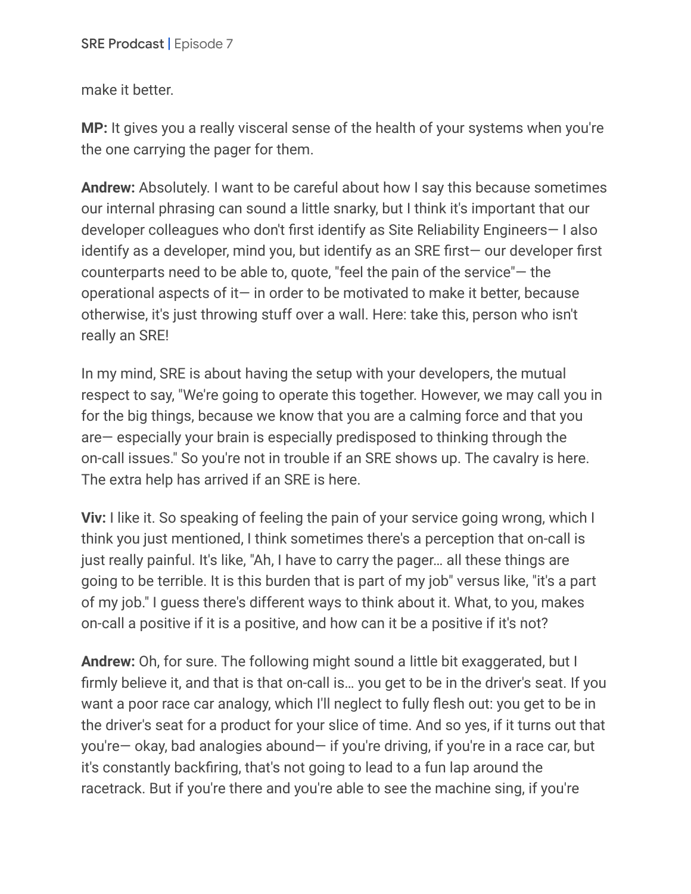make it better.

**MP:** It gives you a really visceral sense of the health of your systems when you're the one carrying the pager for them.

**Andrew:** Absolutely. I want to be careful about how I say this because sometimes our internal phrasing can sound a little snarky, but I think it's important that our developer colleagues who don't first identify as Site Reliability Engineers— I also identify as a developer, mind you, but identify as an SRE first— our developer first counterparts need to be able to, quote, "feel the pain of the service"— the operational aspects of it— in order to be motivated to make it better, because otherwise, it's just throwing stuff over a wall. Here: take this, person who isn't really an SRE!

In my mind, SRE is about having the setup with your developers, the mutual respect to say, "We're going to operate this together. However, we may call you in for the big things, because we know that you are a calming force and that you are— especially your brain is especially predisposed to thinking through the on-call issues." So you're not in trouble if an SRE shows up. The cavalry is here. The extra help has arrived if an SRE is here.

**Viv:** I like it. So speaking of feeling the pain of your service going wrong, which I think you just mentioned, I think sometimes there's a perception that on-call is just really painful. It's like, "Ah, I have to carry the pager… all these things are going to be terrible. It is this burden that is part of my job" versus like, "it's a part of my job." I guess there's different ways to think about it. What, to you, makes on-call a positive if it is a positive, and how can it be a positive if it's not?

**Andrew:** Oh, for sure. The following might sound a little bit exaggerated, but I firmly believe it, and that is that on-call is… you get to be in the driver's seat. If you want a poor race car analogy, which I'll neglect to fully flesh out: you get to be in the driver's seat for a product for your slice of time. And so yes, if it turns out that you're— okay, bad analogies abound— if you're driving, if you're in a race car, but it's constantly backfiring, that's not going to lead to a fun lap around the racetrack. But if you're there and you're able to see the machine sing, if you're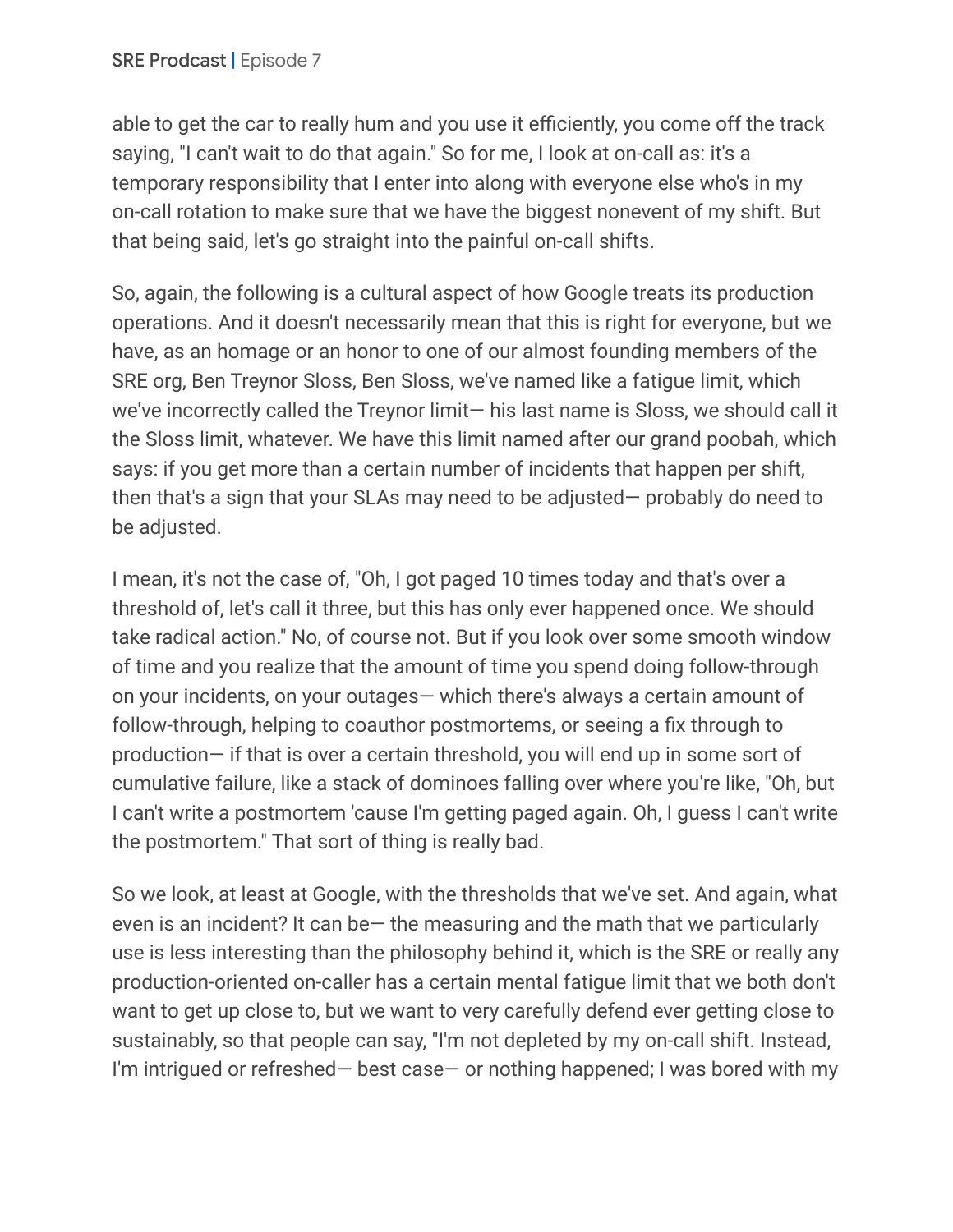able to get the car to really hum and you use it efficiently, you come off the track saying, "I can't wait to do that again." So for me, I look at on-call as: it's a temporary responsibility that I enter into along with everyone else who's in my on-call rotation to make sure that we have the biggest nonevent of my shift. But that being said, let's go straight into the painful on-call shifts.

So, again, the following is a cultural aspect of how Google treats its production operations. And it doesn't necessarily mean that this is right for everyone, but we have, as an homage or an honor to one of our almost founding members of the SRE org, Ben Treynor Sloss, Ben Sloss, we've named like a fatigue limit, which we've incorrectly called the Treynor limit— his last name is Sloss, we should call it the Sloss limit, whatever. We have this limit named after our grand poobah, which says: if you get more than a certain number of incidents that happen per shift, then that's a sign that your SLAs may need to be adjusted— probably do need to be adjusted.

I mean, it's not the case of, "Oh, I got paged 10 times today and that's over a threshold of, let's call it three, but this has only ever happened once. We should take radical action." No, of course not. But if you look over some smooth window of time and you realize that the amount of time you spend doing follow-through on your incidents, on your outages— which there's always a certain amount of follow-through, helping to coauthor postmortems, or seeing a fix through to production— if that is over a certain threshold, you will end up in some sort of cumulative failure, like a stack of dominoes falling over where you're like, "Oh, but I can't write a postmortem 'cause I'm getting paged again. Oh, I guess I can't write the postmortem." That sort of thing is really bad.

So we look, at least at Google, with the thresholds that we've set. And again, what even is an incident? It can be— the measuring and the math that we particularly use is less interesting than the philosophy behind it, which is the SRE or really any production-oriented on-caller has a certain mental fatigue limit that we both don't want to get up close to, but we want to very carefully defend ever getting close to sustainably, so that people can say, "I'm not depleted by my on-call shift. Instead, I'm intrigued or refreshed— best case— or nothing happened; I was bored with my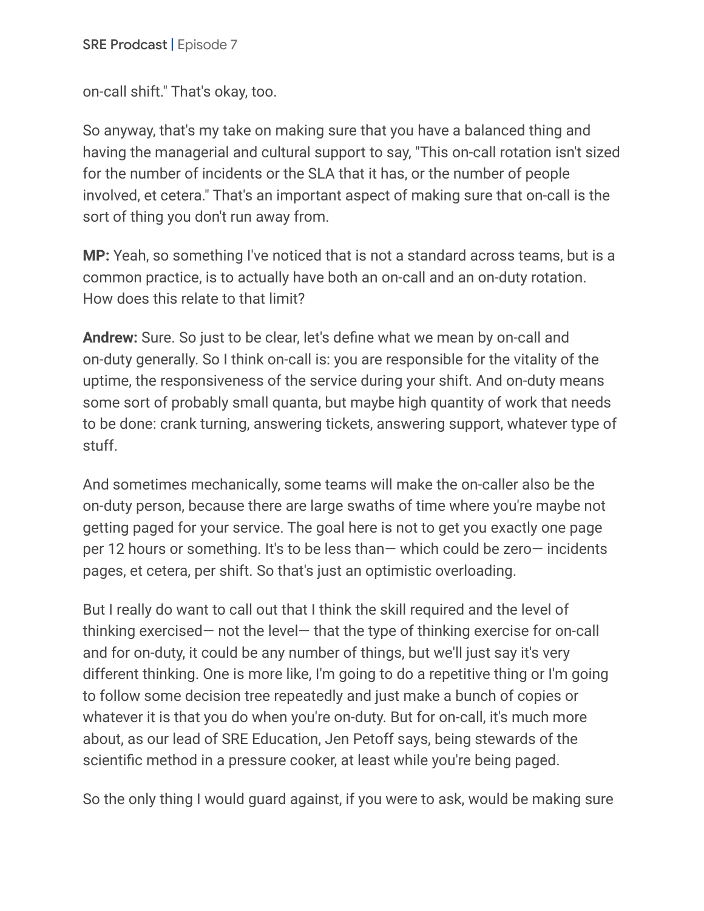on-call shift." That's okay, too.

So anyway, that's my take on making sure that you have a balanced thing and having the managerial and cultural support to say, "This on-call rotation isn't sized for the number of incidents or the SLA that it has, or the number of people involved, et cetera." That's an important aspect of making sure that on-call is the sort of thing you don't run away from.

**MP:** Yeah, so something I've noticed that is not a standard across teams, but is a common practice, is to actually have both an on-call and an on-duty rotation. How does this relate to that limit?

**Andrew:** Sure. So just to be clear, let's define what we mean by on-call and on-duty generally. So I think on-call is: you are responsible for the vitality of the uptime, the responsiveness of the service during your shift. And on-duty means some sort of probably small quanta, but maybe high quantity of work that needs to be done: crank turning, answering tickets, answering support, whatever type of stuff.

And sometimes mechanically, some teams will make the on-caller also be the on-duty person, because there are large swaths of time where you're maybe not getting paged for your service. The goal here is not to get you exactly one page per 12 hours or something. It's to be less than— which could be zero— incidents pages, et cetera, per shift. So that's just an optimistic overloading.

But I really do want to call out that I think the skill required and the level of thinking exercised— not the level— that the type of thinking exercise for on-call and for on-duty, it could be any number of things, but we'll just say it's very different thinking. One is more like, I'm going to do a repetitive thing or I'm going to follow some decision tree repeatedly and just make a bunch of copies or whatever it is that you do when you're on-duty. But for on-call, it's much more about, as our lead of SRE Education, Jen Petoff says, being stewards of the scientific method in a pressure cooker, at least while you're being paged.

So the only thing I would guard against, if you were to ask, would be making sure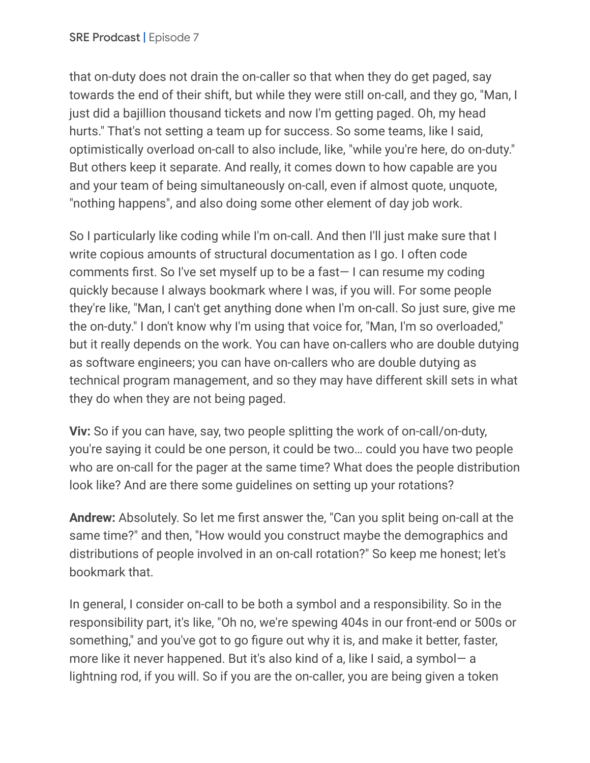that on-duty does not drain the on-caller so that when they do get paged, say towards the end of their shift, but while they were still on-call, and they go, "Man, I just did a bajillion thousand tickets and now I'm getting paged. Oh, my head hurts." That's not setting a team up for success. So some teams, like I said, optimistically overload on-call to also include, like, "while you're here, do on-duty." But others keep it separate. And really, it comes down to how capable are you and your team of being simultaneously on-call, even if almost quote, unquote, "nothing happens", and also doing some other element of day job work.

So I particularly like coding while I'm on-call. And then I'll just make sure that I write copious amounts of structural documentation as I go. I often code comments first. So I've set myself up to be a fast— I can resume my coding quickly because I always bookmark where I was, if you will. For some people they're like, "Man, I can't get anything done when I'm on-call. So just sure, give me the on-duty." I don't know why I'm using that voice for, "Man, I'm so overloaded," but it really depends on the work. You can have on-callers who are double dutying as software engineers; you can have on-callers who are double dutying as technical program management, and so they may have different skill sets in what they do when they are not being paged.

**Viv:** So if you can have, say, two people splitting the work of on-call/on-duty, you're saying it could be one person, it could be two… could you have two people who are on-call for the pager at the same time? What does the people distribution look like? And are there some guidelines on setting up your rotations?

**Andrew:** Absolutely. So let me first answer the, "Can you split being on-call at the same time?" and then, "How would you construct maybe the demographics and distributions of people involved in an on-call rotation?" So keep me honest; let's bookmark that.

In general, I consider on-call to be both a symbol and a responsibility. So in the responsibility part, it's like, "Oh no, we're spewing 404s in our front-end or 500s or something," and you've got to go figure out why it is, and make it better, faster, more like it never happened. But it's also kind of a, like I said, a symbol— a lightning rod, if you will. So if you are the on-caller, you are being given a token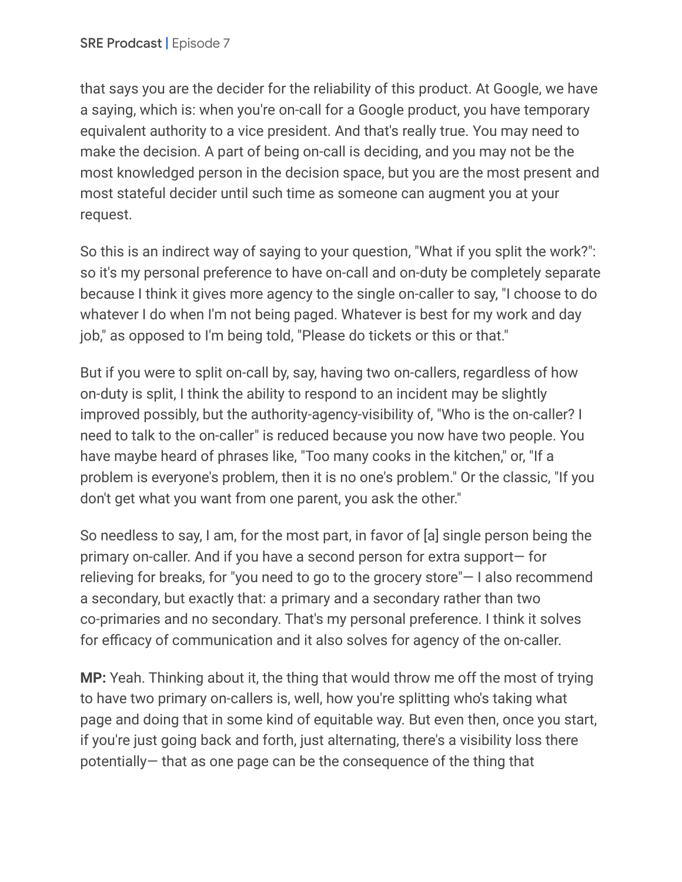that says you are the decider for the reliability of this product. At Google, we have a saying, which is: when you're on-call for a Google product, you have temporary equivalent authority to a vice president. And that's really true. You may need to make the decision. A part of being on-call is deciding, and you may not be the most knowledged person in the decision space, but you are the most present and most stateful decider until such time as someone can augment you at your request.

So this is an indirect way of saying to your question, "What if you split the work?": so it's my personal preference to have on-call and on-duty be completely separate because I think it gives more agency to the single on-caller to say, "I choose to do whatever I do when I'm not being paged. Whatever is best for my work and day job," as opposed to I'm being told, "Please do tickets or this or that."

But if you were to split on-call by, say, having two on-callers, regardless of how on-duty is split, I think the ability to respond to an incident may be slightly improved possibly, but the authority-agency-visibility of, "Who is the on-caller? I need to talk to the on-caller" is reduced because you now have two people. You have maybe heard of phrases like, "Too many cooks in the kitchen," or, "If a problem is everyone's problem, then it is no one's problem." Or the classic, "If you don't get what you want from one parent, you ask the other."

So needless to say, I am, for the most part, in favor of [a] single person being the primary on-caller. And if you have a second person for extra support— for relieving for breaks, for "you need to go to the grocery store"— I also recommend a secondary, but exactly that: a primary and a secondary rather than two co-primaries and no secondary. That's my personal preference. I think it solves for efficacy of communication and it also solves for agency of the on-caller.

**MP:** Yeah. Thinking about it, the thing that would throw me off the most of trying to have two primary on-callers is, well, how you're splitting who's taking what page and doing that in some kind of equitable way. But even then, once you start, if you're just going back and forth, just alternating, there's a visibility loss there potentially— that as one page can be the consequence of the thing that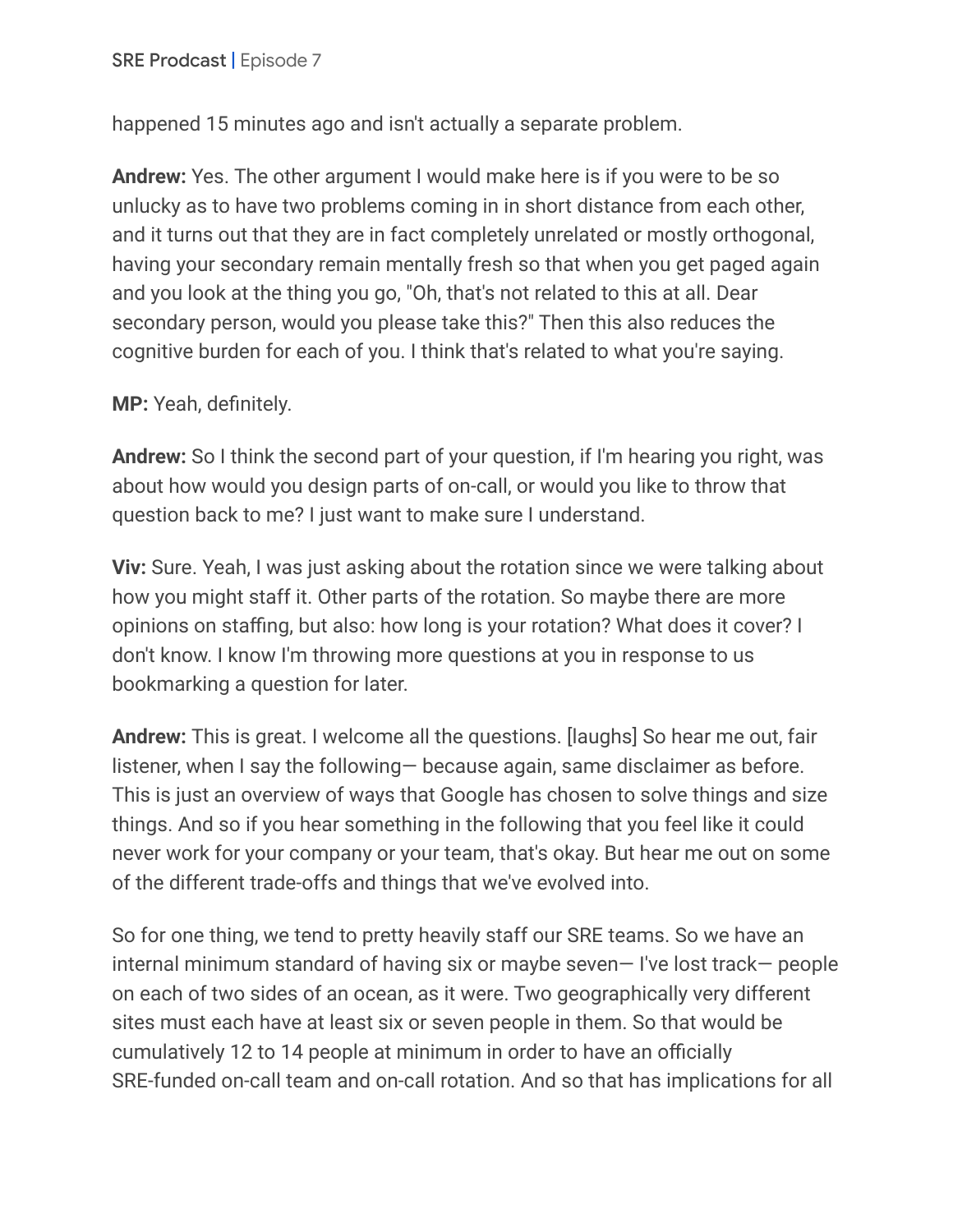happened 15 minutes ago and isn't actually a separate problem.

**Andrew:** Yes. The other argument I would make here is if you were to be so unlucky as to have two problems coming in in short distance from each other, and it turns out that they are in fact completely unrelated or mostly orthogonal, having your secondary remain mentally fresh so that when you get paged again and you look at the thing you go, "Oh, that's not related to this at all. Dear secondary person, would you please take this?" Then this also reduces the cognitive burden for each of you. I think that's related to what you're saying.

**MP:** Yeah, definitely.

**Andrew:** So I think the second part of your question, if I'm hearing you right, was about how would you design parts of on-call, or would you like to throw that question back to me? I just want to make sure I understand.

**Viv:** Sure. Yeah, I was just asking about the rotation since we were talking about how you might staff it. Other parts of the rotation. So maybe there are more opinions on staffing, but also: how long is your rotation? What does it cover? I don't know. I know I'm throwing more questions at you in response to us bookmarking a question for later.

**Andrew:** This is great. I welcome all the questions. [laughs] So hear me out, fair listener, when I say the following— because again, same disclaimer as before. This is just an overview of ways that Google has chosen to solve things and size things. And so if you hear something in the following that you feel like it could never work for your company or your team, that's okay. But hear me out on some of the different trade-offs and things that we've evolved into.

So for one thing, we tend to pretty heavily staff our SRE teams. So we have an internal minimum standard of having six or maybe seven— I've lost track— people on each of two sides of an ocean, as it were. Two geographically very different sites must each have at least six or seven people in them. So that would be cumulatively 12 to 14 people at minimum in order to have an officially SRE-funded on-call team and on-call rotation. And so that has implications for all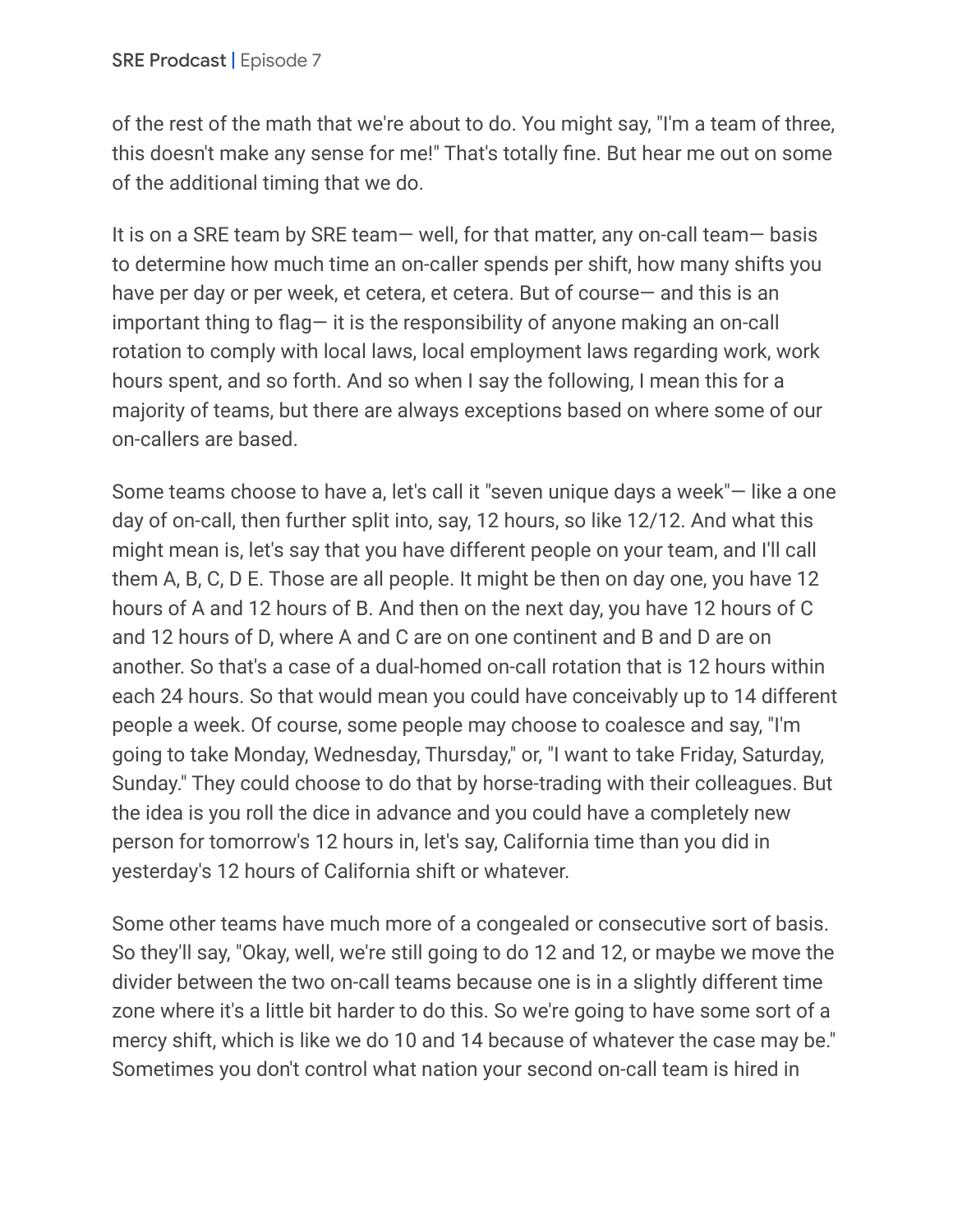of the rest of the math that we're about to do. You might say, "I'm a team of three, this doesn't make any sense for me!" That's totally fine. But hear me out on some of the additional timing that we do.

It is on a SRE team by SRE team— well, for that matter, any on-call team— basis to determine how much time an on-caller spends per shift, how many shifts you have per day or per week, et cetera, et cetera. But of course— and this is an important thing to flag— it is the responsibility of anyone making an on-call rotation to comply with local laws, local employment laws regarding work, work hours spent, and so forth. And so when I say the following, I mean this for a majority of teams, but there are always exceptions based on where some of our on-callers are based.

Some teams choose to have a, let's call it "seven unique days a week"— like a one day of on-call, then further split into, say, 12 hours, so like 12/12. And what this might mean is, let's say that you have different people on your team, and I'll call them A, B, C, D E. Those are all people. It might be then on day one, you have 12 hours of A and 12 hours of B. And then on the next day, you have 12 hours of C and 12 hours of D, where A and C are on one continent and B and D are on another. So that's a case of a dual-homed on-call rotation that is 12 hours within each 24 hours. So that would mean you could have conceivably up to 14 different people a week. Of course, some people may choose to coalesce and say, "I'm going to take Monday, Wednesday, Thursday," or, "I want to take Friday, Saturday, Sunday." They could choose to do that by horse-trading with their colleagues. But the idea is you roll the dice in advance and you could have a completely new person for tomorrow's 12 hours in, let's say, California time than you did in yesterday's 12 hours of California shift or whatever.

Some other teams have much more of a congealed or consecutive sort of basis. So they'll say, "Okay, well, we're still going to do 12 and 12, or maybe we move the divider between the two on-call teams because one is in a slightly different time zone where it's a little bit harder to do this. So we're going to have some sort of a mercy shift, which is like we do 10 and 14 because of whatever the case may be." Sometimes you don't control what nation your second on-call team is hired in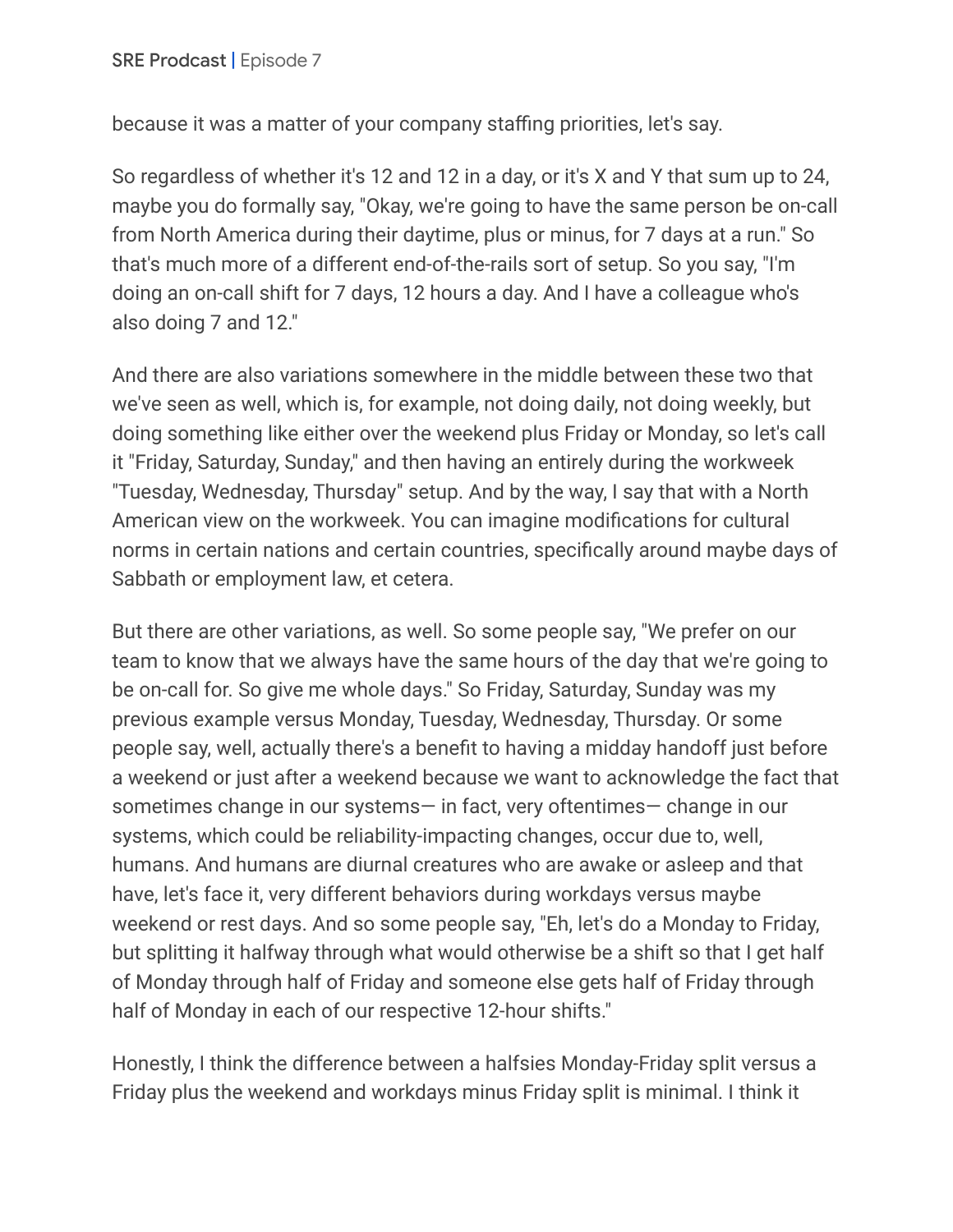because it was a matter of your company staffing priorities, let's say.

So regardless of whether it's 12 and 12 in a day, or it's X and Y that sum up to 24, maybe you do formally say, "Okay, we're going to have the same person be on-call from North America during their daytime, plus or minus, for 7 days at a run." So that's much more of a different end-of-the-rails sort of setup. So you say, "I'm doing an on-call shift for 7 days, 12 hours a day. And I have a colleague who's also doing 7 and 12."

And there are also variations somewhere in the middle between these two that we've seen as well, which is, for example, not doing daily, not doing weekly, but doing something like either over the weekend plus Friday or Monday, so let's call it "Friday, Saturday, Sunday," and then having an entirely during the workweek "Tuesday, Wednesday, Thursday" setup. And by the way, I say that with a North American view on the workweek. You can imagine modifications for cultural norms in certain nations and certain countries, specifically around maybe days of Sabbath or employment law, et cetera.

But there are other variations, as well. So some people say, "We prefer on our team to know that we always have the same hours of the day that we're going to be on-call for. So give me whole days." So Friday, Saturday, Sunday was my previous example versus Monday, Tuesday, Wednesday, Thursday. Or some people say, well, actually there's a benefit to having a midday handoff just before a weekend or just after a weekend because we want to acknowledge the fact that sometimes change in our systems— in fact, very oftentimes— change in our systems, which could be reliability-impacting changes, occur due to, well, humans. And humans are diurnal creatures who are awake or asleep and that have, let's face it, very different behaviors during workdays versus maybe weekend or rest days. And so some people say, "Eh, let's do a Monday to Friday, but splitting it halfway through what would otherwise be a shift so that I get half of Monday through half of Friday and someone else gets half of Friday through half of Monday in each of our respective 12-hour shifts."

Honestly, I think the difference between a halfsies Monday-Friday split versus a Friday plus the weekend and workdays minus Friday split is minimal. I think it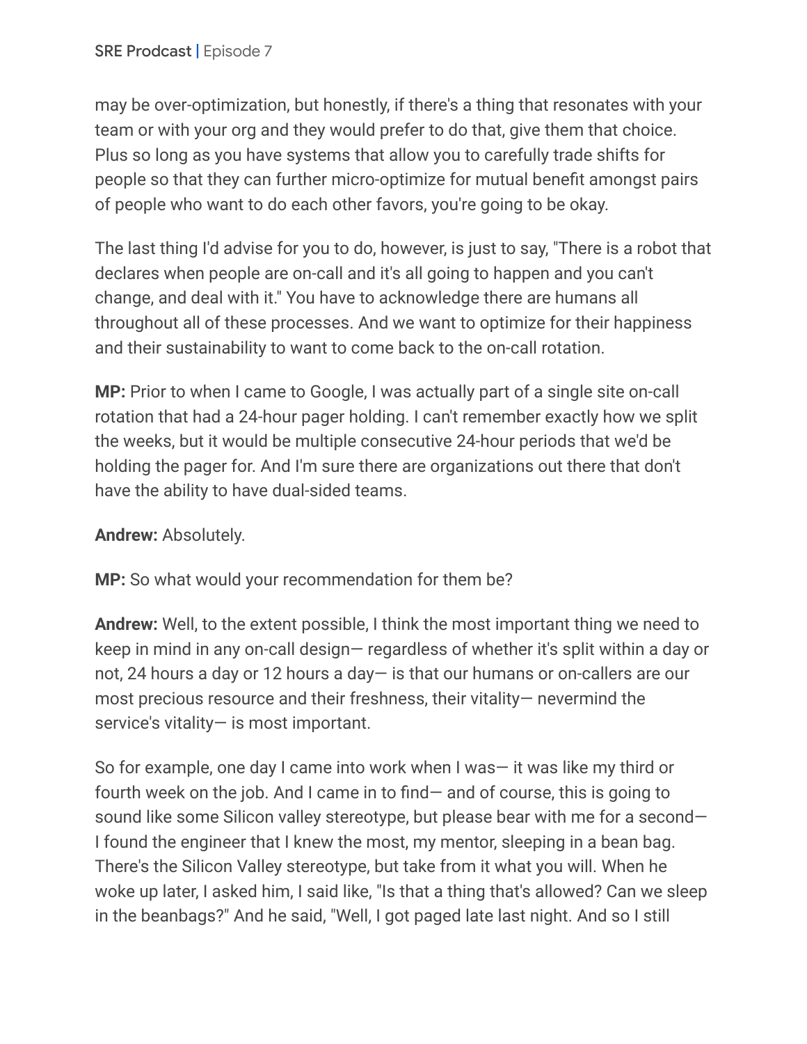may be over-optimization, but honestly, if there's a thing that resonates with your team or with your org and they would prefer to do that, give them that choice. Plus so long as you have systems that allow you to carefully trade shifts for people so that they can further micro-optimize for mutual benefit amongst pairs of people who want to do each other favors, you're going to be okay.

The last thing I'd advise for you to do, however, is just to say, "There is a robot that declares when people are on-call and it's all going to happen and you can't change, and deal with it." You have to acknowledge there are humans all throughout all of these processes. And we want to optimize for their happiness and their sustainability to want to come back to the on-call rotation.

**MP:** Prior to when I came to Google, I was actually part of a single site on-call rotation that had a 24-hour pager holding. I can't remember exactly how we split the weeks, but it would be multiple consecutive 24-hour periods that we'd be holding the pager for. And I'm sure there are organizations out there that don't have the ability to have dual-sided teams.

**Andrew:** Absolutely.

**MP:** So what would your recommendation for them be?

**Andrew:** Well, to the extent possible, I think the most important thing we need to keep in mind in any on-call design— regardless of whether it's split within a day or not, 24 hours a day or 12 hours a day— is that our humans or on-callers are our most precious resource and their freshness, their vitality— nevermind the service's vitality— is most important.

So for example, one day I came into work when I was— it was like my third or fourth week on the job. And I came in to find— and of course, this is going to sound like some Silicon valley stereotype, but please bear with me for a second— I found the engineer that I knew the most, my mentor, sleeping in a bean bag. There's the Silicon Valley stereotype, but take from it what you will. When he woke up later, I asked him, I said like, "Is that a thing that's allowed? Can we sleep in the beanbags?" And he said, "Well, I got paged late last night. And so I still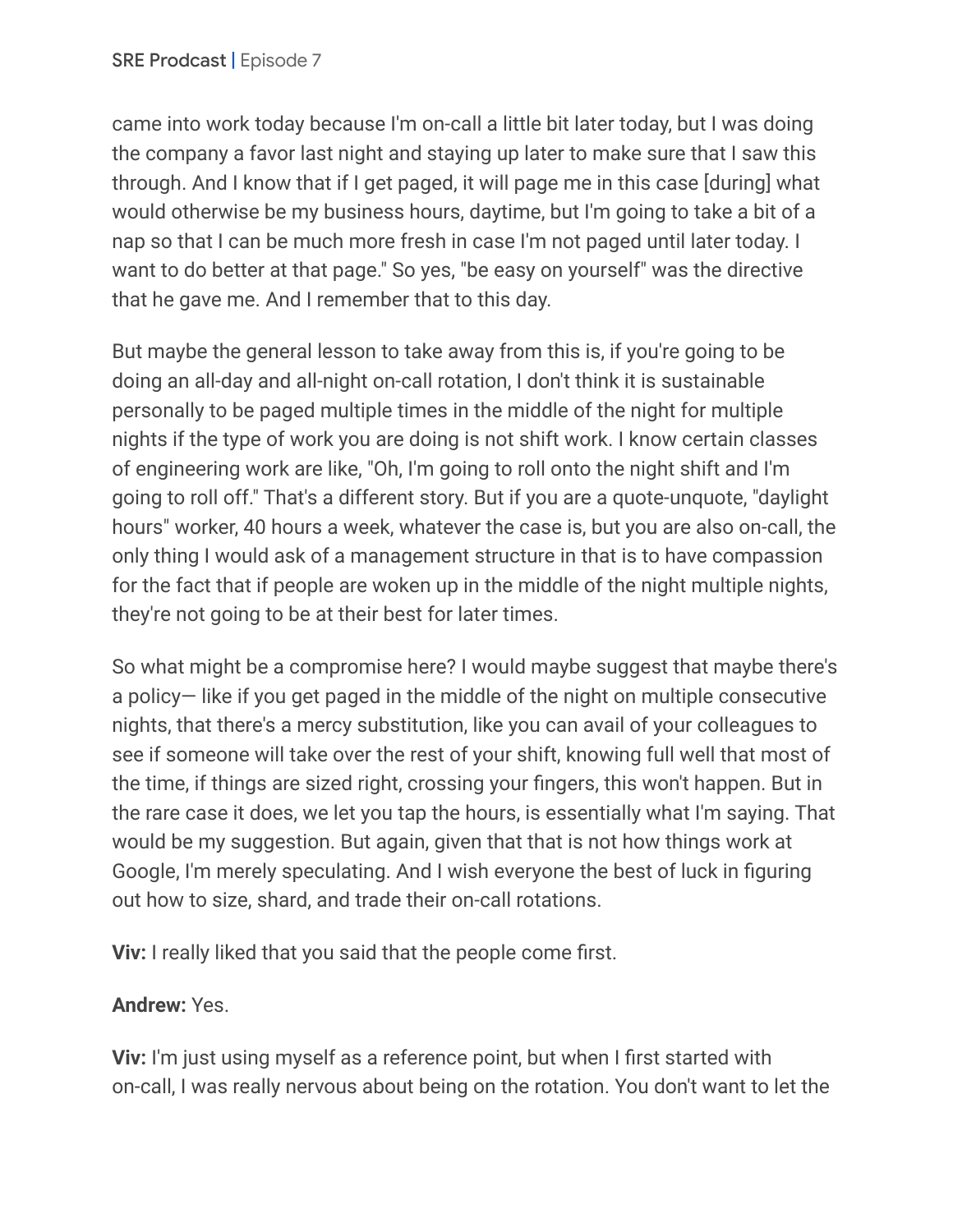came into work today because I'm on-call a little bit later today, but I was doing the company a favor last night and staying up later to make sure that I saw this through. And I know that if I get paged, it will page me in this case [during] what would otherwise be my business hours, daytime, but I'm going to take a bit of a nap so that I can be much more fresh in case I'm not paged until later today. I want to do better at that page." So yes, "be easy on yourself" was the directive that he gave me. And I remember that to this day.

But maybe the general lesson to take away from this is, if you're going to be doing an all-day and all-night on-call rotation, I don't think it is sustainable personally to be paged multiple times in the middle of the night for multiple nights if the type of work you are doing is not shift work. I know certain classes of engineering work are like, "Oh, I'm going to roll onto the night shift and I'm going to roll off." That's a different story. But if you are a quote-unquote, "daylight hours" worker, 40 hours a week, whatever the case is, but you are also on-call, the only thing I would ask of a management structure in that is to have compassion for the fact that if people are woken up in the middle of the night multiple nights, they're not going to be at their best for later times.

So what might be a compromise here? I would maybe suggest that maybe there's a policy— like if you get paged in the middle of the night on multiple consecutive nights, that there's a mercy substitution, like you can avail of your colleagues to see if someone will take over the rest of your shift, knowing full well that most of the time, if things are sized right, crossing your fingers, this won't happen. But in the rare case it does, we let you tap the hours, is essentially what I'm saying. That would be my suggestion. But again, given that that is not how things work at Google, I'm merely speculating. And I wish everyone the best of luck in figuring out how to size, shard, and trade their on-call rotations.

**Viv:** I really liked that you said that the people come first.

**Andrew:** Yes.

**Viv:** I'm just using myself as a reference point, but when I first started with on-call, I was really nervous about being on the rotation. You don't want to let the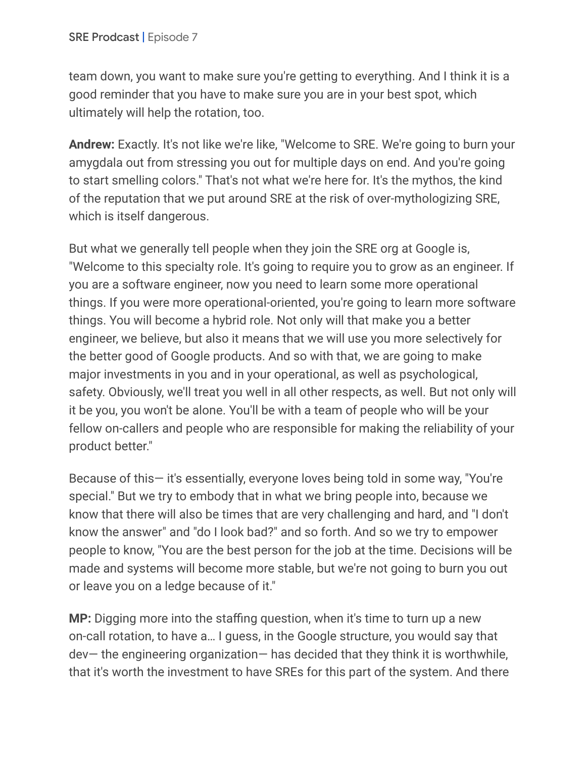team down, you want to make sure you're getting to everything. And I think it is a good reminder that you have to make sure you are in your best spot, which ultimately will help the rotation, too.

**Andrew:** Exactly. It's not like we're like, "Welcome to SRE. We're going to burn your amygdala out from stressing you out for multiple days on end. And you're going to start smelling colors." That's not what we're here for. It's the mythos, the kind of the reputation that we put around SRE at the risk of over-mythologizing SRE, which is itself dangerous.

But what we generally tell people when they join the SRE org at Google is, "Welcome to this specialty role. It's going to require you to grow as an engineer. If you are a software engineer, now you need to learn some more operational things. If you were more operational-oriented, you're going to learn more software things. You will become a hybrid role. Not only will that make you a better engineer, we believe, but also it means that we will use you more selectively for the better good of Google products. And so with that, we are going to make major investments in you and in your operational, as well as psychological, safety. Obviously, we'll treat you well in all other respects, as well. But not only will it be you, you won't be alone. You'll be with a team of people who will be your fellow on-callers and people who are responsible for making the reliability of your product better."

Because of this— it's essentially, everyone loves being told in some way, "You're special." But we try to embody that in what we bring people into, because we know that there will also be times that are very challenging and hard, and "I don't know the answer" and "do I look bad?" and so forth. And so we try to empower people to know, "You are the best person for the job at the time. Decisions will be made and systems will become more stable, but we're not going to burn you out or leave you on a ledge because of it."

**MP:** Digging more into the staffing question, when it's time to turn up a new on-call rotation, to have a… I guess, in the Google structure, you would say that dev— the engineering organization— has decided that they think it is worthwhile, that it's worth the investment to have SREs for this part of the system. And there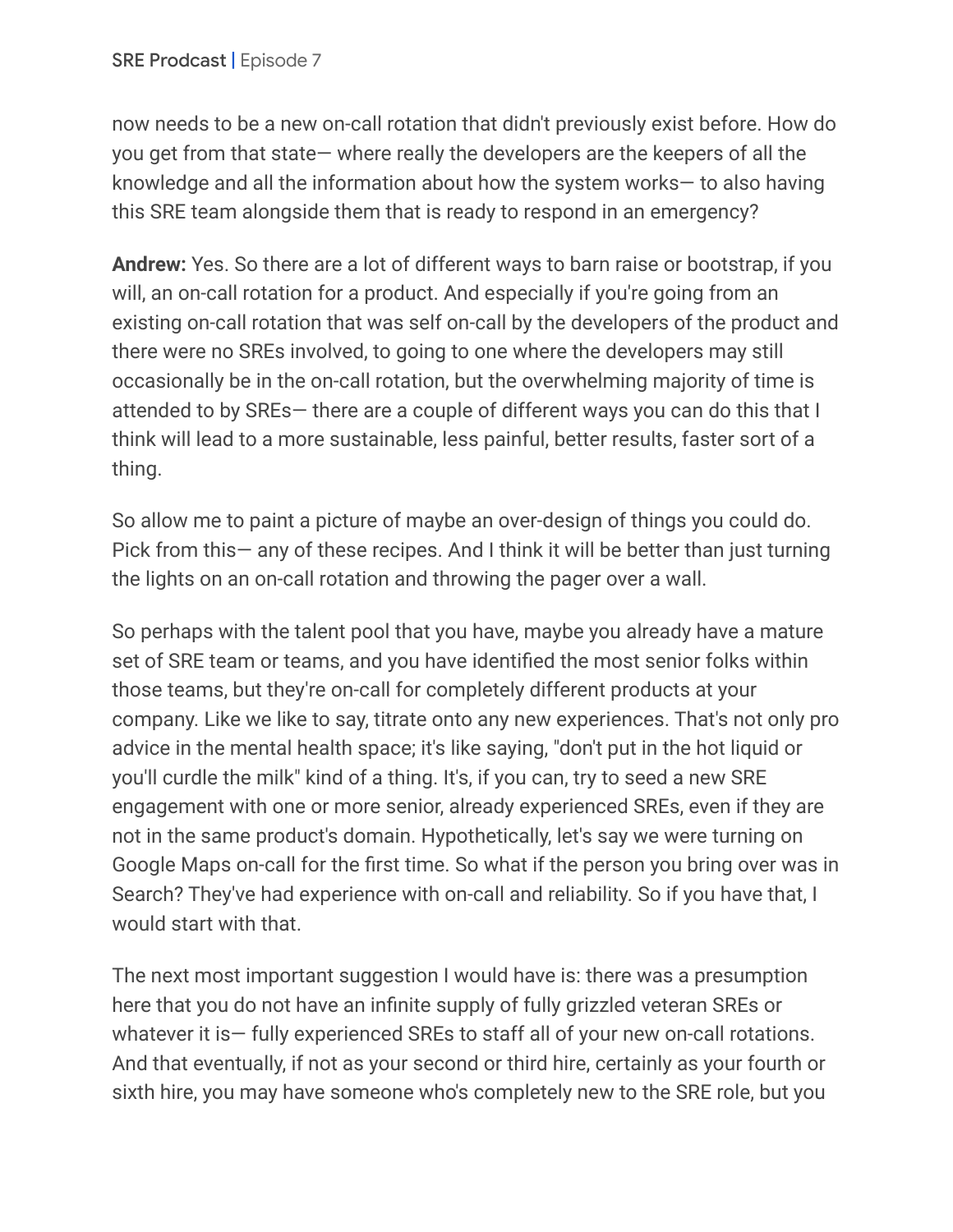now needs to be a new on-call rotation that didn't previously exist before. How do you get from that state— where really the developers are the keepers of all the knowledge and all the information about how the system works— to also having this SRE team alongside them that is ready to respond in an emergency?

**Andrew:** Yes. So there are a lot of different ways to barn raise or bootstrap, if you will, an on-call rotation for a product. And especially if you're going from an existing on-call rotation that was self on-call by the developers of the product and there were no SREs involved, to going to one where the developers may still occasionally be in the on-call rotation, but the overwhelming majority of time is attended to by SREs— there are a couple of different ways you can do this that I think will lead to a more sustainable, less painful, better results, faster sort of a thing.

So allow me to paint a picture of maybe an over-design of things you could do. Pick from this— any of these recipes. And I think it will be better than just turning the lights on an on-call rotation and throwing the pager over a wall.

So perhaps with the talent pool that you have, maybe you already have a mature set of SRE team or teams, and you have identified the most senior folks within those teams, but they're on-call for completely different products at your company. Like we like to say, titrate onto any new experiences. That's not only pro advice in the mental health space; it's like saying, "don't put in the hot liquid or you'll curdle the milk" kind of a thing. It's, if you can, try to seed a new SRE engagement with one or more senior, already experienced SREs, even if they are not in the same product's domain. Hypothetically, let's say we were turning on Google Maps on-call for the first time. So what if the person you bring over was in Search? They've had experience with on-call and reliability. So if you have that, I would start with that.

The next most important suggestion I would have is: there was a presumption here that you do not have an infinite supply of fully grizzled veteran SREs or whatever it is— fully experienced SREs to staff all of your new on-call rotations. And that eventually, if not as your second or third hire, certainly as your fourth or sixth hire, you may have someone who's completely new to the SRE role, but you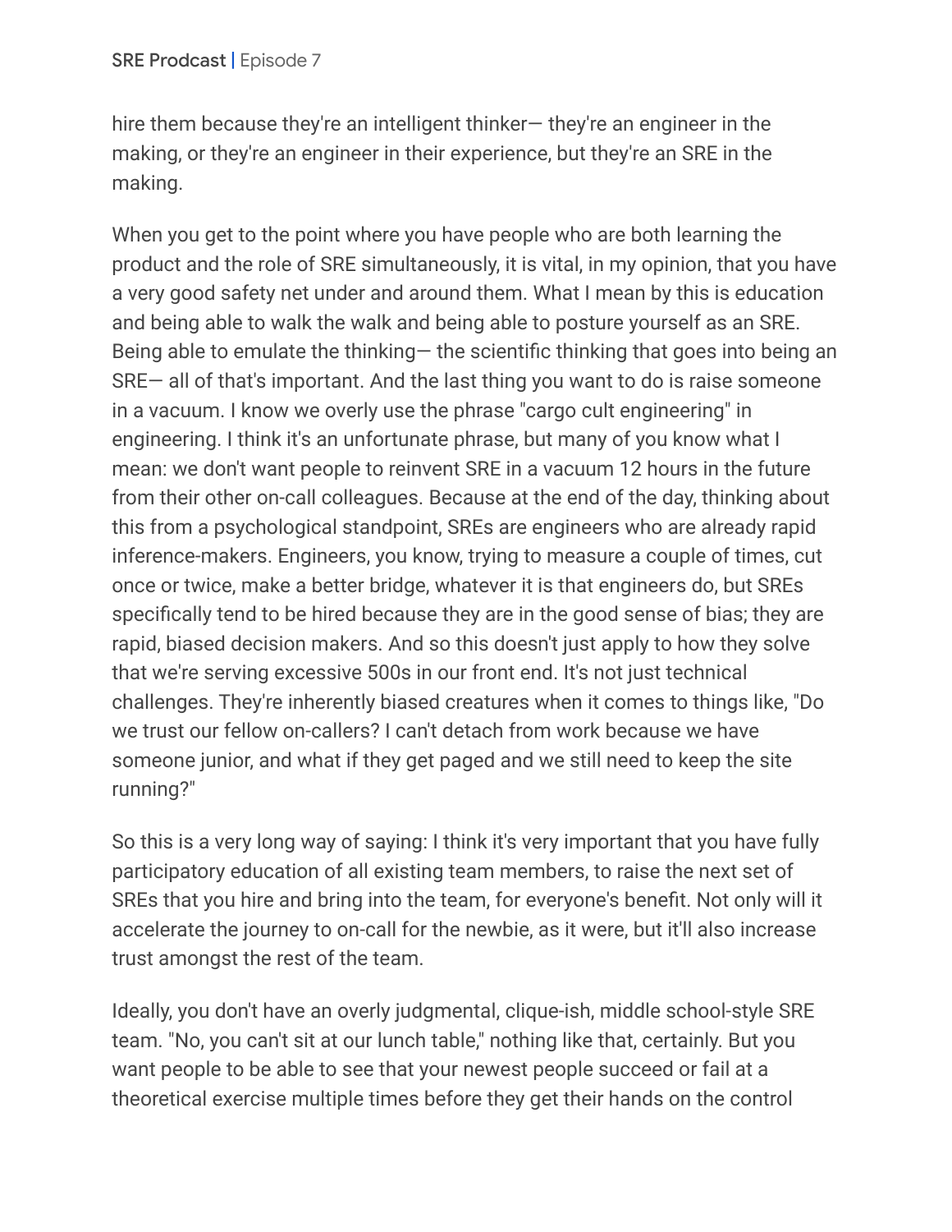hire them because they're an intelligent thinker— they're an engineer in the making, or they're an engineer in their experience, but they're an SRE in the making.

When you get to the point where you have people who are both learning the product and the role of SRE simultaneously, it is vital, in my opinion, that you have a very good safety net under and around them. What I mean by this is education and being able to walk the walk and being able to posture yourself as an SRE. Being able to emulate the thinking— the scientific thinking that goes into being an SRE— all of that's important. And the last thing you want to do is raise someone in a vacuum. I know we overly use the phrase "cargo cult engineering" in engineering. I think it's an unfortunate phrase, but many of you know what I mean: we don't want people to reinvent SRE in a vacuum 12 hours in the future from their other on-call colleagues. Because at the end of the day, thinking about this from a psychological standpoint, SREs are engineers who are already rapid inference-makers. Engineers, you know, trying to measure a couple of times, cut once or twice, make a better bridge, whatever it is that engineers do, but SREs specifically tend to be hired because they are in the good sense of bias; they are rapid, biased decision makers. And so this doesn't just apply to how they solve that we're serving excessive 500s in our front end. It's not just technical challenges. They're inherently biased creatures when it comes to things like, "Do we trust our fellow on-callers? I can't detach from work because we have someone junior, and what if they get paged and we still need to keep the site running?"

So this is a very long way of saying: I think it's very important that you have fully participatory education of all existing team members, to raise the next set of SREs that you hire and bring into the team, for everyone's benefit. Not only will it accelerate the journey to on-call for the newbie, as it were, but it'll also increase trust amongst the rest of the team.

Ideally, you don't have an overly judgmental, clique-ish, middle school-style SRE team. "No, you can't sit at our lunch table," nothing like that, certainly. But you want people to be able to see that your newest people succeed or fail at a theoretical exercise multiple times before they get their hands on the control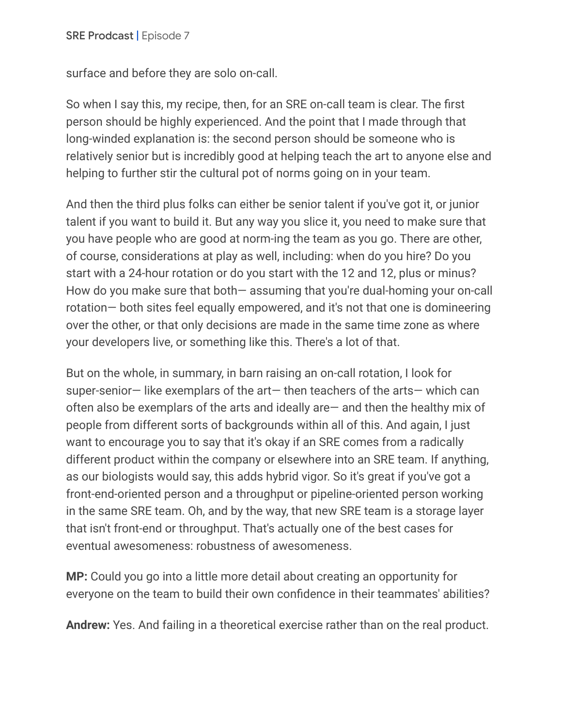surface and before they are solo on-call.

So when I say this, my recipe, then, for an SRE on-call team is clear. The first person should be highly experienced. And the point that I made through that long-winded explanation is: the second person should be someone who is relatively senior but is incredibly good at helping teach the art to anyone else and helping to further stir the cultural pot of norms going on in your team.

And then the third plus folks can either be senior talent if you've got it, or junior talent if you want to build it. But any way you slice it, you need to make sure that you have people who are good at norm-ing the team as you go. There are other, of course, considerations at play as well, including: when do you hire? Do you start with a 24-hour rotation or do you start with the 12 and 12, plus or minus? How do you make sure that both— assuming that you're dual-homing your on-call rotation— both sites feel equally empowered, and it's not that one is domineering over the other, or that only decisions are made in the same time zone as where your developers live, or something like this. There's a lot of that.

But on the whole, in summary, in barn raising an on-call rotation, I look for super-senior— like exemplars of the art— then teachers of the arts— which can often also be exemplars of the arts and ideally are— and then the healthy mix of people from different sorts of backgrounds within all of this. And again, I just want to encourage you to say that it's okay if an SRE comes from a radically different product within the company or elsewhere into an SRE team. If anything, as our biologists would say, this adds hybrid vigor. So it's great if you've got a front-end-oriented person and a throughput or pipeline-oriented person working in the same SRE team. Oh, and by the way, that new SRE team is a storage layer that isn't front-end or throughput. That's actually one of the best cases for eventual awesomeness: robustness of awesomeness.

**MP:** Could you go into a little more detail about creating an opportunity for everyone on the team to build their own confidence in their teammates' abilities?

**Andrew:** Yes. And failing in a theoretical exercise rather than on the real product.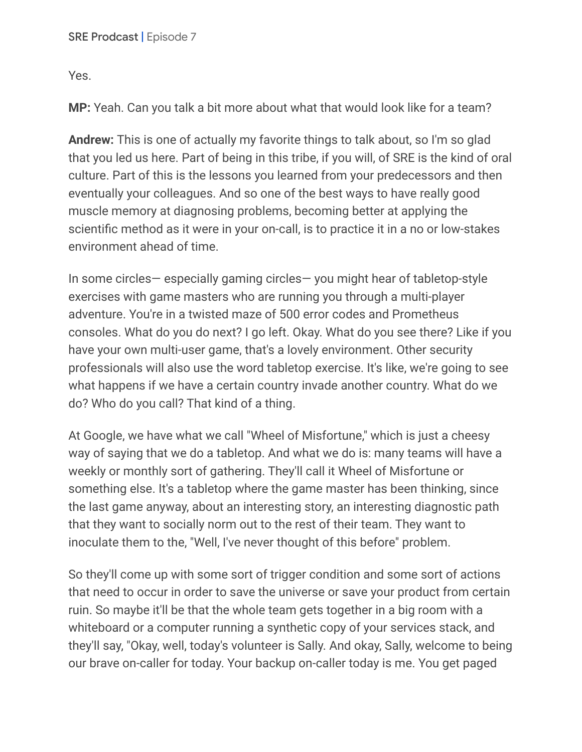Yes.

**MP:** Yeah. Can you talk a bit more about what that would look like for a team?

**Andrew:** This is one of actually my favorite things to talk about, so I'm so glad that you led us here. Part of being in this tribe, if you will, of SRE is the kind of oral culture. Part of this is the lessons you learned from your predecessors and then eventually your colleagues. And so one of the best ways to have really good muscle memory at diagnosing problems, becoming better at applying the scientific method as it were in your on-call, is to practice it in a no or low-stakes environment ahead of time.

In some circles— especially gaming circles— you might hear of tabletop-style exercises with game masters who are running you through a multi-player adventure. You're in a twisted maze of 500 error codes and Prometheus consoles. What do you do next? I go left. Okay. What do you see there? Like if you have your own multi-user game, that's a lovely environment. Other security professionals will also use the word tabletop exercise. It's like, we're going to see what happens if we have a certain country invade another country. What do we do? Who do you call? That kind of a thing.

At Google, we have what we call "Wheel of Misfortune," which is just a cheesy way of saying that we do a tabletop. And what we do is: many teams will have a weekly or monthly sort of gathering. They'll call it Wheel of Misfortune or something else. It's a tabletop where the game master has been thinking, since the last game anyway, about an interesting story, an interesting diagnostic path that they want to socially norm out to the rest of their team. They want to inoculate them to the, "Well, I've never thought of this before" problem.

So they'll come up with some sort of trigger condition and some sort of actions that need to occur in order to save the universe or save your product from certain ruin. So maybe it'll be that the whole team gets together in a big room with a whiteboard or a computer running a synthetic copy of your services stack, and they'll say, "Okay, well, today's volunteer is Sally. And okay, Sally, welcome to being our brave on-caller for today. Your backup on-caller today is me. You get paged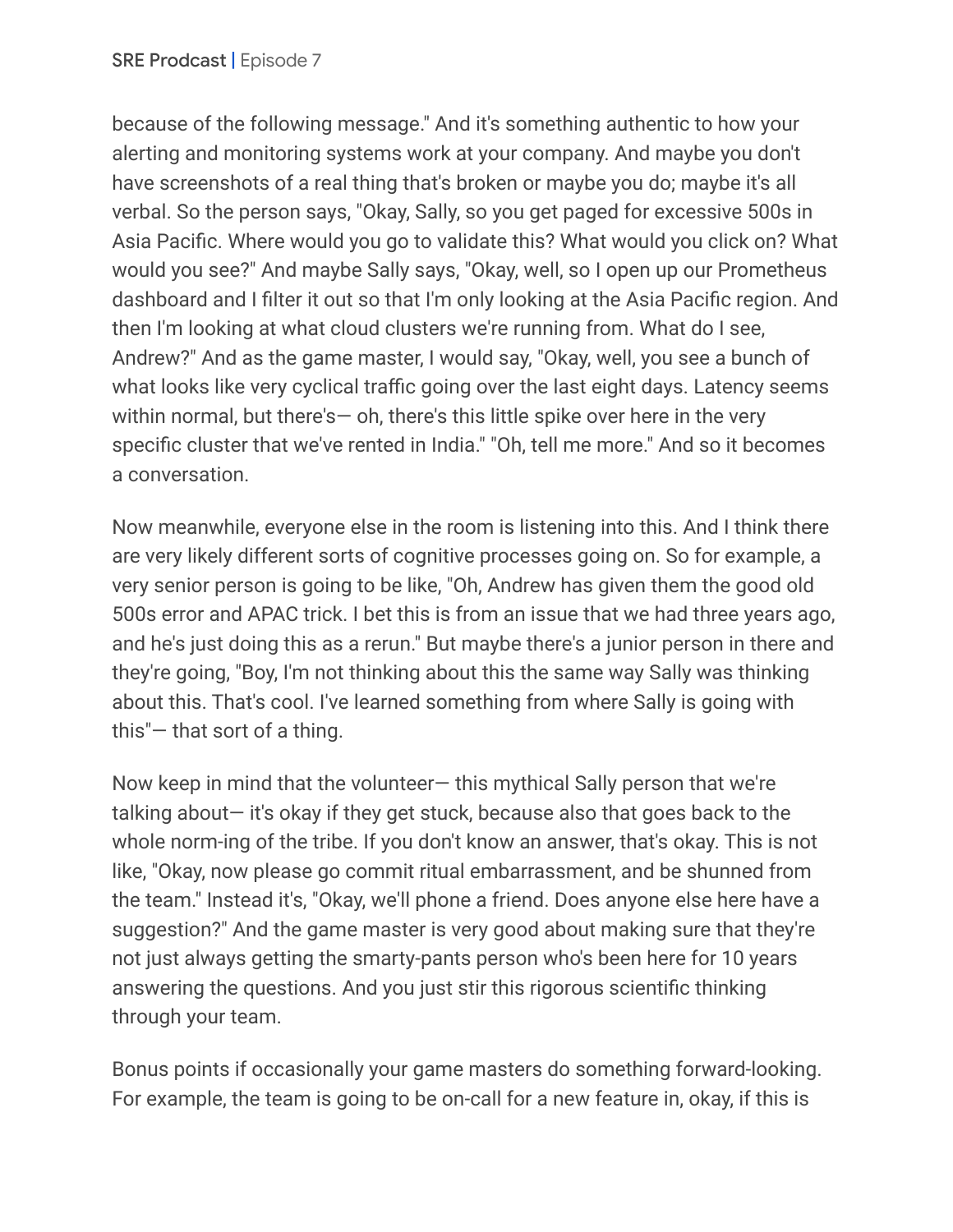because of the following message." And it's something authentic to how your alerting and monitoring systems work at your company. And maybe you don't have screenshots of a real thing that's broken or maybe you do; maybe it's all verbal. So the person says, "Okay, Sally, so you get paged for excessive 500s in Asia Pacific. Where would you go to validate this? What would you click on? What would you see?" And maybe Sally says, "Okay, well, so I open up our Prometheus dashboard and I filter it out so that I'm only looking at the Asia Pacific region. And then I'm looking at what cloud clusters we're running from. What do I see, Andrew?" And as the game master, I would say, "Okay, well, you see a bunch of what looks like very cyclical traffic going over the last eight days. Latency seems within normal, but there's— oh, there's this little spike over here in the very specific cluster that we've rented in India." "Oh, tell me more." And so it becomes a conversation.

Now meanwhile, everyone else in the room is listening into this. And I think there are very likely different sorts of cognitive processes going on. So for example, a very senior person is going to be like, "Oh, Andrew has given them the good old 500s error and APAC trick. I bet this is from an issue that we had three years ago, and he's just doing this as a rerun." But maybe there's a junior person in there and they're going, "Boy, I'm not thinking about this the same way Sally was thinking about this. That's cool. I've learned something from where Sally is going with this"— that sort of a thing.

Now keep in mind that the volunteer— this mythical Sally person that we're talking about— it's okay if they get stuck, because also that goes back to the whole norm-ing of the tribe. If you don't know an answer, that's okay. This is not like, "Okay, now please go commit ritual embarrassment, and be shunned from the team." Instead it's, "Okay, we'll phone a friend. Does anyone else here have a suggestion?" And the game master is very good about making sure that they're not just always getting the smarty-pants person who's been here for 10 years answering the questions. And you just stir this rigorous scientific thinking through your team.

Bonus points if occasionally your game masters do something forward-looking. For example, the team is going to be on-call for a new feature in, okay, if this is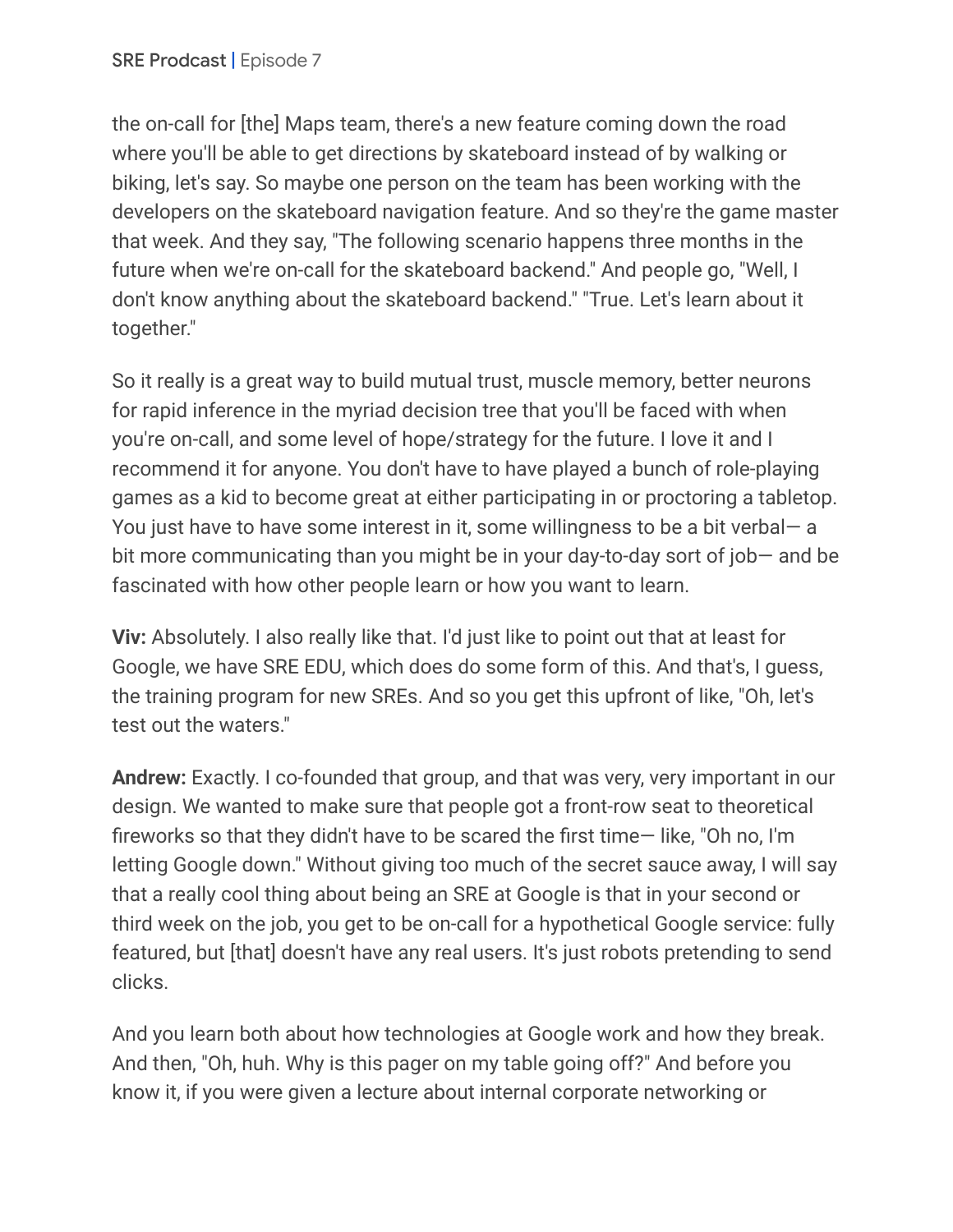the on-call for [the] Maps team, there's a new feature coming down the road where you'll be able to get directions by skateboard instead of by walking or biking, let's say. So maybe one person on the team has been working with the developers on the skateboard navigation feature. And so they're the game master that week. And they say, "The following scenario happens three months in the future when we're on-call for the skateboard backend." And people go, "Well, I don't know anything about the skateboard backend." "True. Let's learn about it together."

So it really is a great way to build mutual trust, muscle memory, better neurons for rapid inference in the myriad decision tree that you'll be faced with when you're on-call, and some level of hope/strategy for the future. I love it and I recommend it for anyone. You don't have to have played a bunch of role-playing games as a kid to become great at either participating in or proctoring a tabletop. You just have to have some interest in it, some willingness to be a bit verbal— a bit more communicating than you might be in your day-to-day sort of job— and be fascinated with how other people learn or how you want to learn.

**Viv:** Absolutely. I also really like that. I'd just like to point out that at least for Google, we have SRE EDU, which does do some form of this. And that's, I guess, the training program for new SREs. And so you get this upfront of like, "Oh, let's test out the waters."

**Andrew:** Exactly. I co-founded that group, and that was very, very important in our design. We wanted to make sure that people got a front-row seat to theoretical fireworks so that they didn't have to be scared the first time— like, "Oh no, I'm letting Google down." Without giving too much of the secret sauce away, I will say that a really cool thing about being an SRE at Google is that in your second or third week on the job, you get to be on-call for a hypothetical Google service: fully featured, but [that] doesn't have any real users. It's just robots pretending to send clicks.

And you learn both about how technologies at Google work and how they break. And then, "Oh, huh. Why is this pager on my table going off?" And before you know it, if you were given a lecture about internal corporate networking or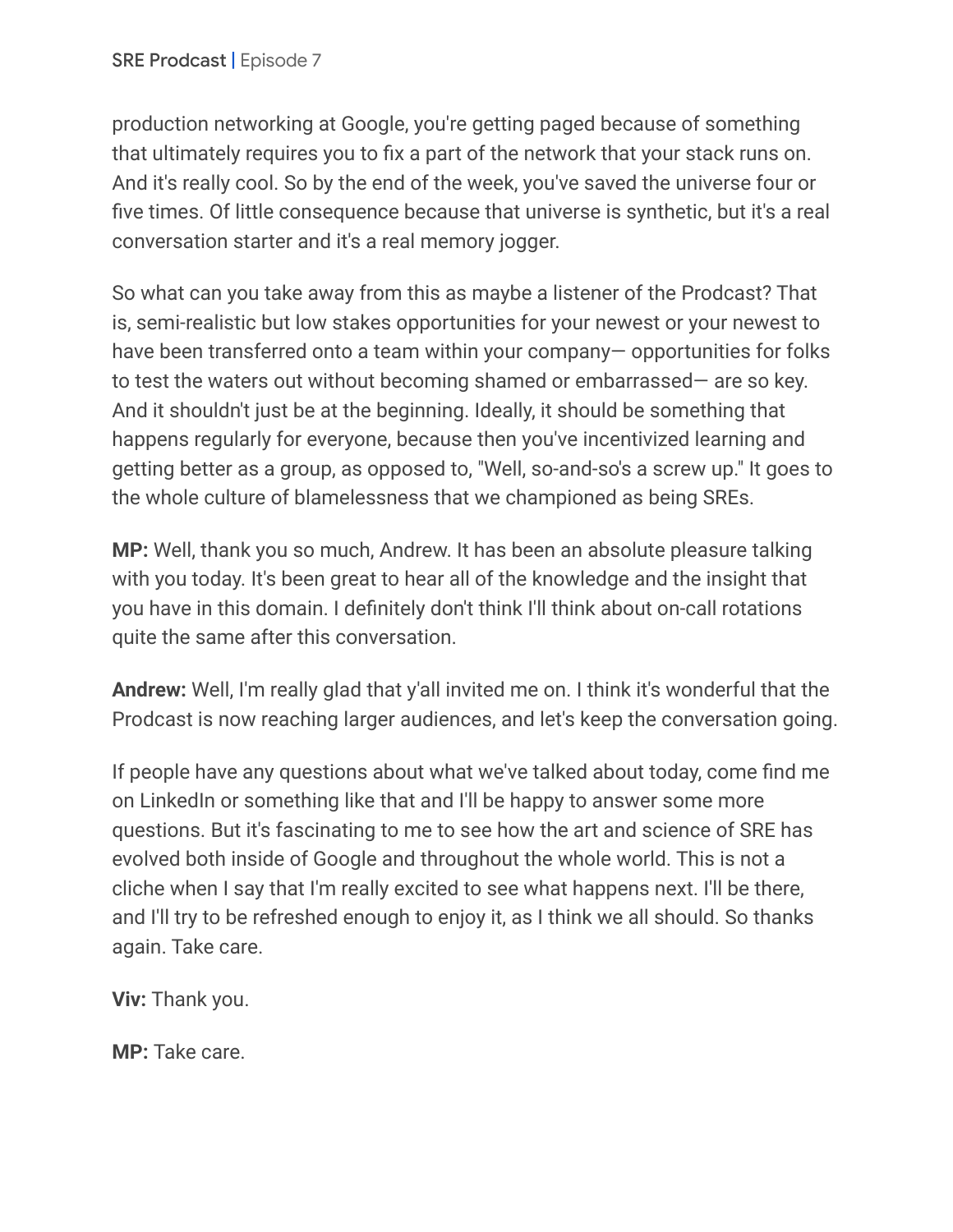production networking at Google, you're getting paged because of something that ultimately requires you to fix a part of the network that your stack runs on. And it's really cool. So by the end of the week, you've saved the universe four or five times. Of little consequence because that universe is synthetic, but it's a real conversation starter and it's a real memory jogger.

So what can you take away from this as maybe a listener of the Prodcast? That is, semi-realistic but low stakes opportunities for your newest or your newest to have been transferred onto a team within your company— opportunities for folks to test the waters out without becoming shamed or embarrassed— are so key. And it shouldn't just be at the beginning. Ideally, it should be something that happens regularly for everyone, because then you've incentivized learning and getting better as a group, as opposed to, "Well, so-and-so's a screw up." It goes to the whole culture of blamelessness that we championed as being SREs.

**MP:** Well, thank you so much, Andrew. It has been an absolute pleasure talking with you today. It's been great to hear all of the knowledge and the insight that you have in this domain. I definitely don't think I'll think about on-call rotations quite the same after this conversation.

**Andrew:** Well, I'm really glad that y'all invited me on. I think it's wonderful that the Prodcast is now reaching larger audiences, and let's keep the conversation going.

If people have any questions about what we've talked about today, come find me on LinkedIn or something like that and I'll be happy to answer some more questions. But it's fascinating to me to see how the art and science of SRE has evolved both inside of Google and throughout the whole world. This is not a cliche when I say that I'm really excited to see what happens next. I'll be there, and I'll try to be refreshed enough to enjoy it, as I think we all should. So thanks again. Take care.

**Viv:** Thank you.

**MP:** Take care.